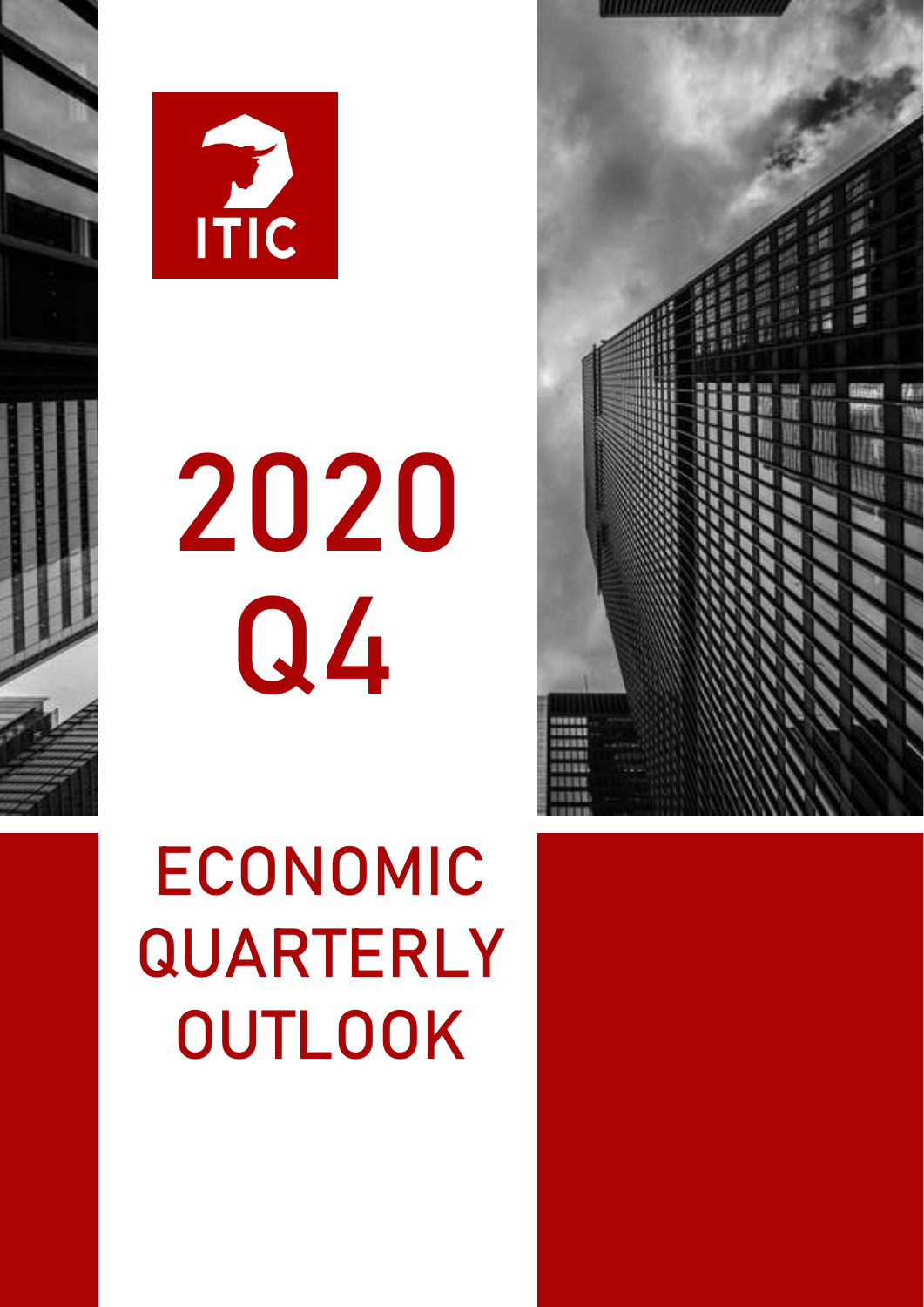ITIC

# 2020 Q4

# ECONOMIC QUARTERLY OUTLOOK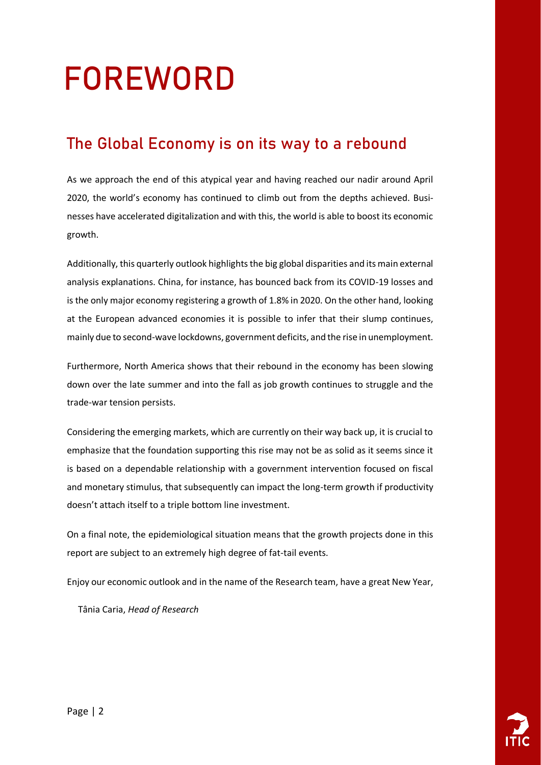# FOREWORD

## The Global Economy is on its way to a rebound

As we approach the end of this atypical year and having reached our nadir around April 2020, the world's economy has continued to climb out from the depths achieved. Businesses have accelerated digitalization and with this, the world is able to boost its economic growth.

Additionally, this quarterly outlook highlights the big global disparities and its main external analysis explanations. China, for instance, has bounced back from its COVID-19 losses and is the only major economy registering a growth of 1.8% in 2020. On the other hand, looking at the European advanced economies it is possible to infer that their slump continues, mainly due to second-wave lockdowns, government deficits, and the rise in unemployment.

Furthermore, North America shows that their rebound in the economy has been slowing down over the late summer and into the fall as job growth continues to struggle and the trade-war tension persists.

Considering the emerging markets, which are currently on their way back up, it is crucial to emphasize that the foundation supporting this rise may not be as solid as it seems since it is based on a dependable relationship with a government intervention focused on fiscal and monetary stimulus, that subsequently can impact the long-term growth if productivity doesn't attach itself to a triple bottom line investment.

On a final note, the epidemiological situation means that the growth projects done in this report are subject to an extremely high degree of fat-tail events.

Enjoy our economic outlook and in the name of the Research team, have a great New Year,

Tânia Caria, *Head of Research*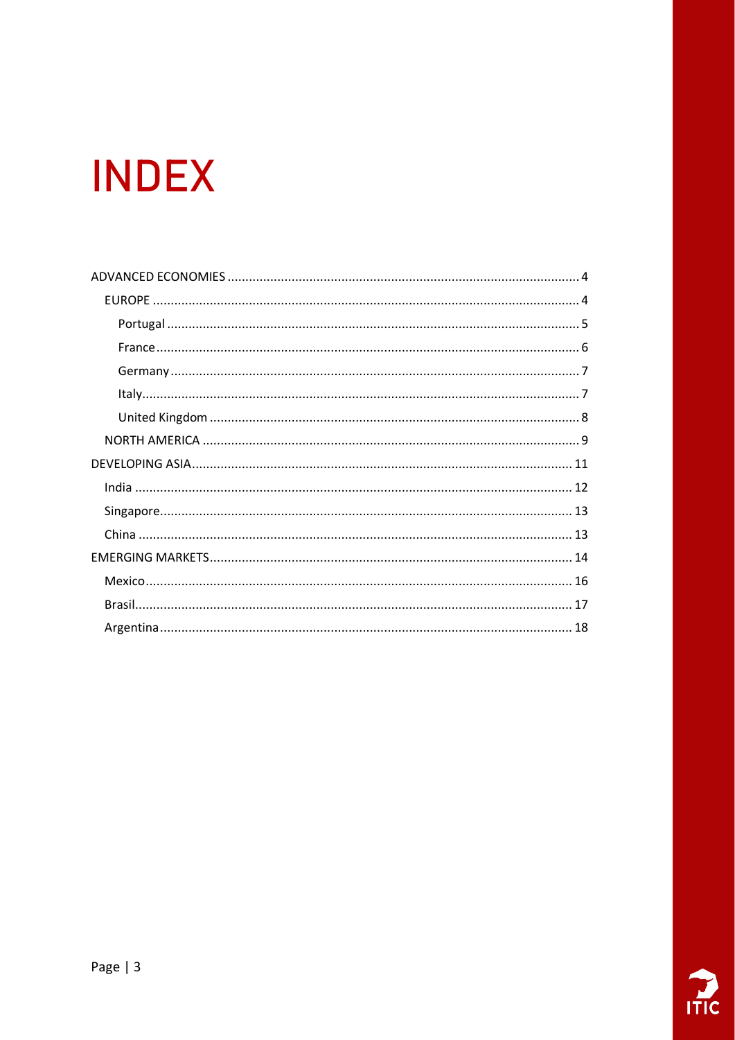# INDEX

- ADVANCED ECONOMIES ... 4
  - EUROPE ... 4
    - Portugal ... 5
    - France ... 6
    - Germany ... 7
    - Italy ... 7
    - United Kingdom ... 8
  - NORTH AMERICA ... 9
- DEVELOPING ASIA ... 11
  - India ... 12
  - Singapore ... 13
  - China ... 13
- EMERGING MARKETS ... 14
  - Mexico ... 16
  - Brasil ... 17
  - Argentina ... 18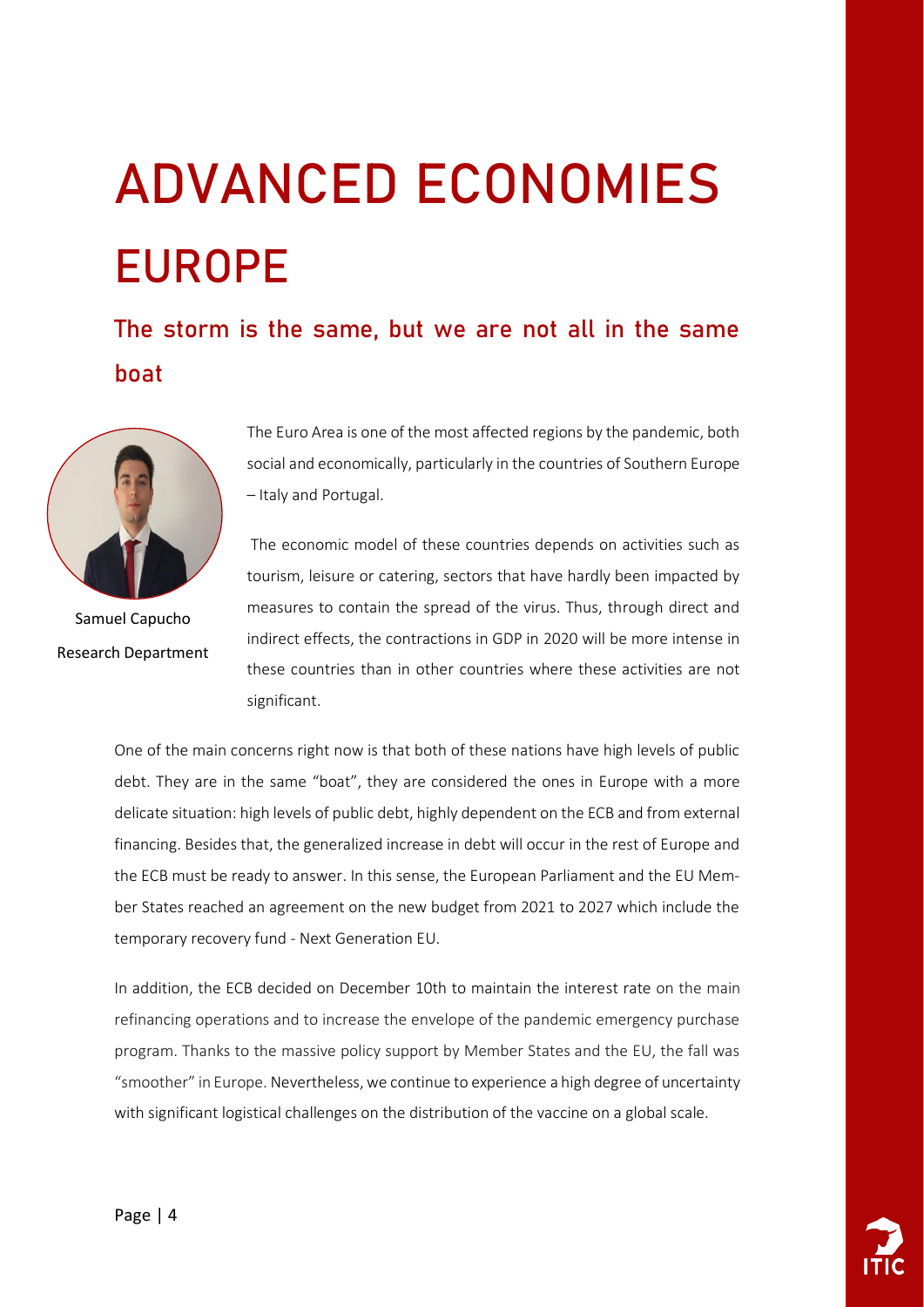# ADVANCED ECONOMIES

# EUROPE

## The storm is the same, but we are not all in the same boat

Samuel Capucho
Research Department

The Euro Area is one of the most affected regions by the pandemic, both social and economically, particularly in the countries of Southern Europe – Italy and Portugal.

The economic model of these countries depends on activities such as tourism, leisure or catering, sectors that have hardly been impacted by measures to contain the spread of the virus. Thus, through direct and indirect effects, the contractions in GDP in 2020 will be more intense in these countries than in other countries where these activities are not significant.

One of the main concerns right now is that both of these nations have high levels of public debt. They are in the same "boat", they are considered the ones in Europe with a more delicate situation: high levels of public debt, highly dependent on the ECB and from external financing. Besides that, the generalized increase in debt will occur in the rest of Europe and the ECB must be ready to answer. In this sense, the European Parliament and the EU Member States reached an agreement on the new budget from 2021 to 2027 which include the temporary recovery fund - Next Generation EU.

In addition, the ECB decided on December 10th to maintain the interest rate on the main refinancing operations and to increase the envelope of the pandemic emergency purchase program. Thanks to the massive policy support by Member States and the EU, the fall was "smoother" in Europe. Nevertheless, we continue to experience a high degree of uncertainty with significant logistical challenges on the distribution of the vaccine on a global scale.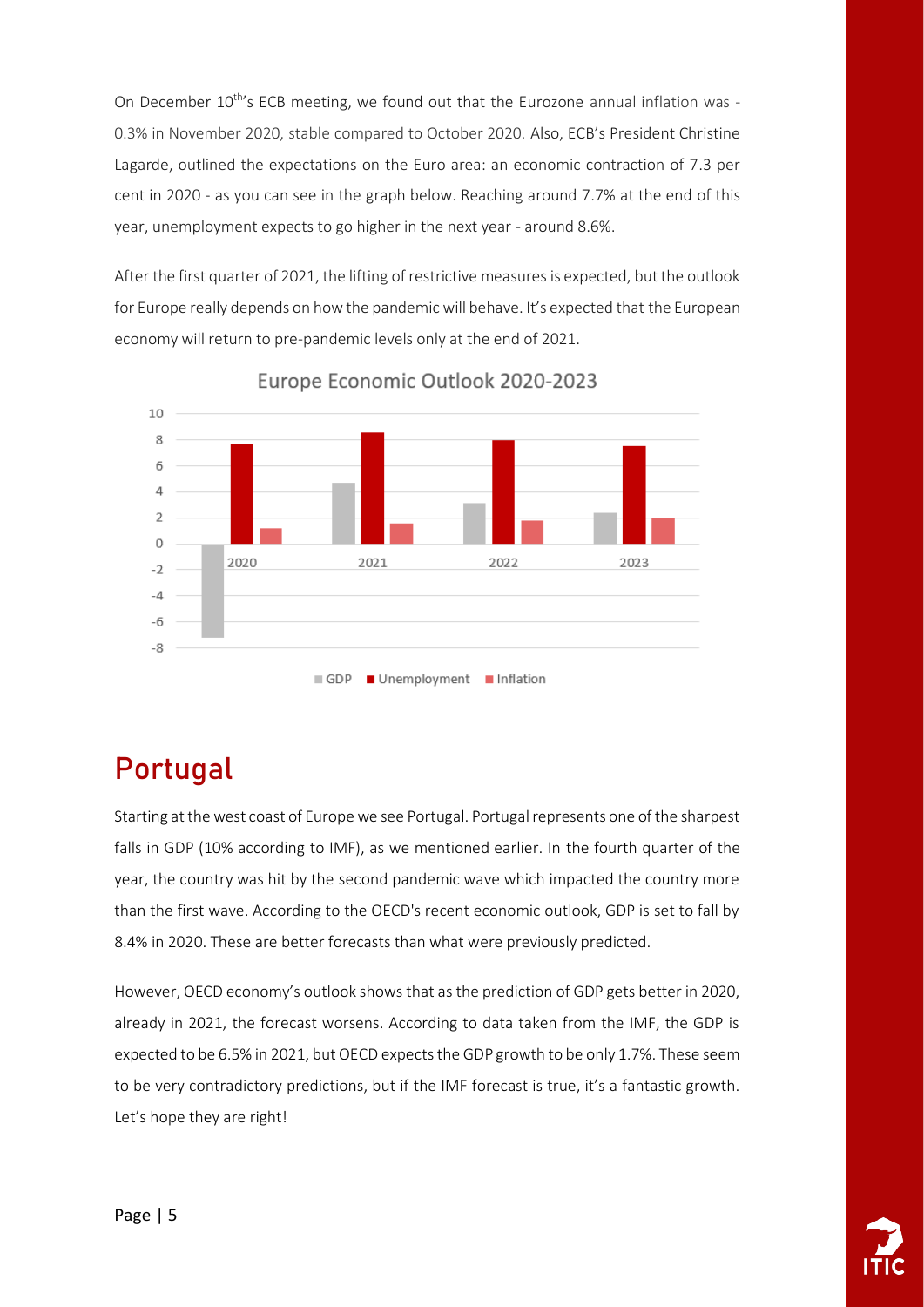On December 10th's ECB meeting, we found out that the Eurozone annual inflation was -0.3% in November 2020, stable compared to October 2020. Also, ECB's President Christine Lagarde, outlined the expectations on the Euro area: an economic contraction of 7.3 per cent in 2020 - as you can see in the graph below. Reaching around 7.7% at the end of this year, unemployment expects to go higher in the next year - around 8.6%.

After the first quarter of 2021, the lifting of restrictive measures is expected, but the outlook for Europe really depends on how the pandemic will behave. It's expected that the European economy will return to pre-pandemic levels only at the end of 2021.

Europe Economic Outlook 2020-2023

## Portugal

Starting at the west coast of Europe we see Portugal. Portugal represents one of the sharpest falls in GDP (10% according to IMF), as we mentioned earlier. In the fourth quarter of the year, the country was hit by the second pandemic wave which impacted the country more than the first wave. According to the OECD's recent economic outlook, GDP is set to fall by 8.4% in 2020. These are better forecasts than what were previously predicted.

However, OECD economy's outlook shows that as the prediction of GDP gets better in 2020, already in 2021, the forecast worsens. According to data taken from the IMF, the GDP is expected to be 6.5% in 2021, but OECD expects the GDP growth to be only 1.7%. These seem to be very contradictory predictions, but if the IMF forecast is true, it's a fantastic growth. Let's hope they are right!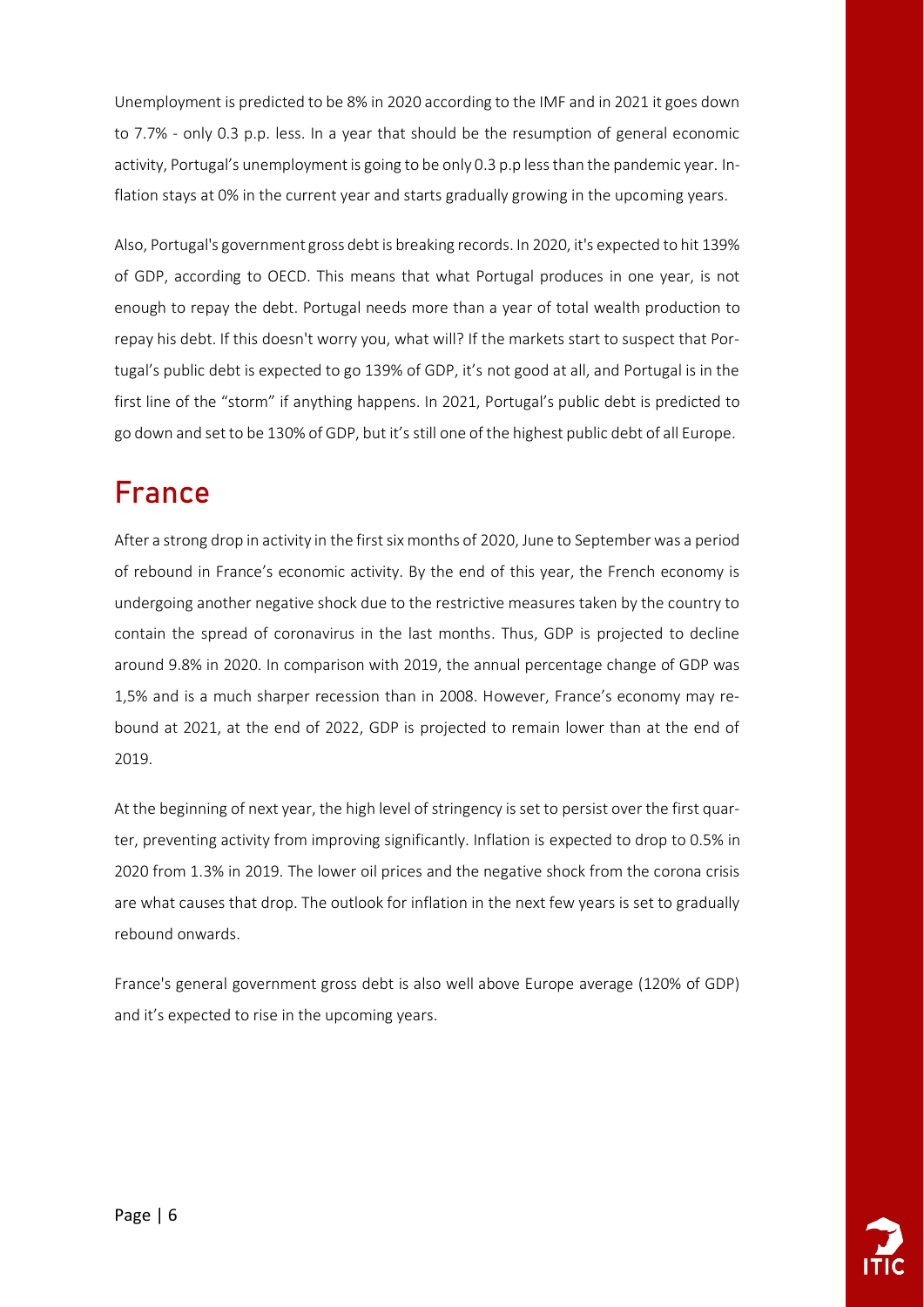Unemployment is predicted to be 8% in 2020 according to the IMF and in 2021 it goes down to 7.7% - only 0.3 p.p. less. In a year that should be the resumption of general economic activity, Portugal's unemployment is going to be only 0.3 p.p less than the pandemic year. Inflation stays at 0% in the current year and starts gradually growing in the upcoming years.

Also, Portugal's government gross debt is breaking records. In 2020, it's expected to hit 139% of GDP, according to OECD. This means that what Portugal produces in one year, is not enough to repay the debt. Portugal needs more than a year of total wealth production to repay his debt. If this doesn't worry you, what will? If the markets start to suspect that Portugal's public debt is expected to go 139% of GDP, it's not good at all, and Portugal is in the first line of the "storm" if anything happens. In 2021, Portugal's public debt is predicted to go down and set to be 130% of GDP, but it's still one of the highest public debt of all Europe.

## France

After a strong drop in activity in the first six months of 2020, June to September was a period of rebound in France's economic activity. By the end of this year, the French economy is undergoing another negative shock due to the restrictive measures taken by the country to contain the spread of coronavirus in the last months. Thus, GDP is projected to decline around 9.8% in 2020. In comparison with 2019, the annual percentage change of GDP was 1,5% and is a much sharper recession than in 2008. However, France's economy may rebound at 2021, at the end of 2022, GDP is projected to remain lower than at the end of 2019.

At the beginning of next year, the high level of stringency is set to persist over the first quarter, preventing activity from improving significantly. Inflation is expected to drop to 0.5% in 2020 from 1.3% in 2019. The lower oil prices and the negative shock from the corona crisis are what causes that drop. The outlook for inflation in the next few years is set to gradually rebound onwards.

France's general government gross debt is also well above Europe average (120% of GDP) and it's expected to rise in the upcoming years.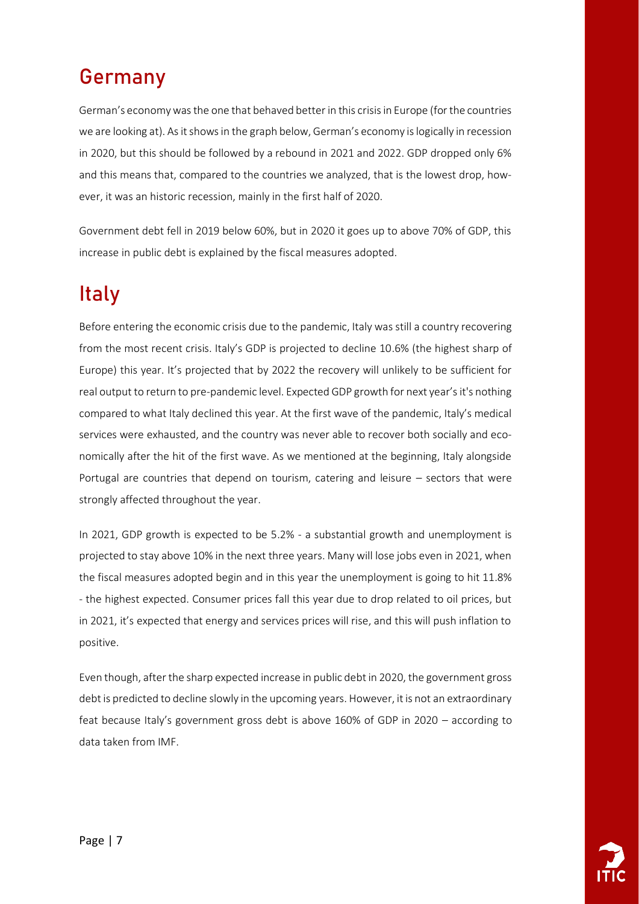## Germany

German's economy was the one that behaved better in this crisis in Europe (for the countries we are looking at). As it shows in the graph below, German's economy is logically in recession in 2020, but this should be followed by a rebound in 2021 and 2022. GDP dropped only 6% and this means that, compared to the countries we analyzed, that is the lowest drop, however, it was an historic recession, mainly in the first half of 2020.

Government debt fell in 2019 below 60%, but in 2020 it goes up to above 70% of GDP, this increase in public debt is explained by the fiscal measures adopted.

## Italy

Before entering the economic crisis due to the pandemic, Italy was still a country recovering from the most recent crisis. Italy's GDP is projected to decline 10.6% (the highest sharp of Europe) this year. It's projected that by 2022 the recovery will unlikely to be sufficient for real output to return to pre-pandemic level. Expected GDP growth for next year's it's nothing compared to what Italy declined this year. At the first wave of the pandemic, Italy's medical services were exhausted, and the country was never able to recover both socially and economically after the hit of the first wave. As we mentioned at the beginning, Italy alongside Portugal are countries that depend on tourism, catering and leisure – sectors that were strongly affected throughout the year.

In 2021, GDP growth is expected to be 5.2% - a substantial growth and unemployment is projected to stay above 10% in the next three years. Many will lose jobs even in 2021, when the fiscal measures adopted begin and in this year the unemployment is going to hit 11.8% - the highest expected. Consumer prices fall this year due to drop related to oil prices, but in 2021, it's expected that energy and services prices will rise, and this will push inflation to positive.

Even though, after the sharp expected increase in public debt in 2020, the government gross debt is predicted to decline slowly in the upcoming years. However, it is not an extraordinary feat because Italy's government gross debt is above 160% of GDP in 2020 – according to data taken from IMF.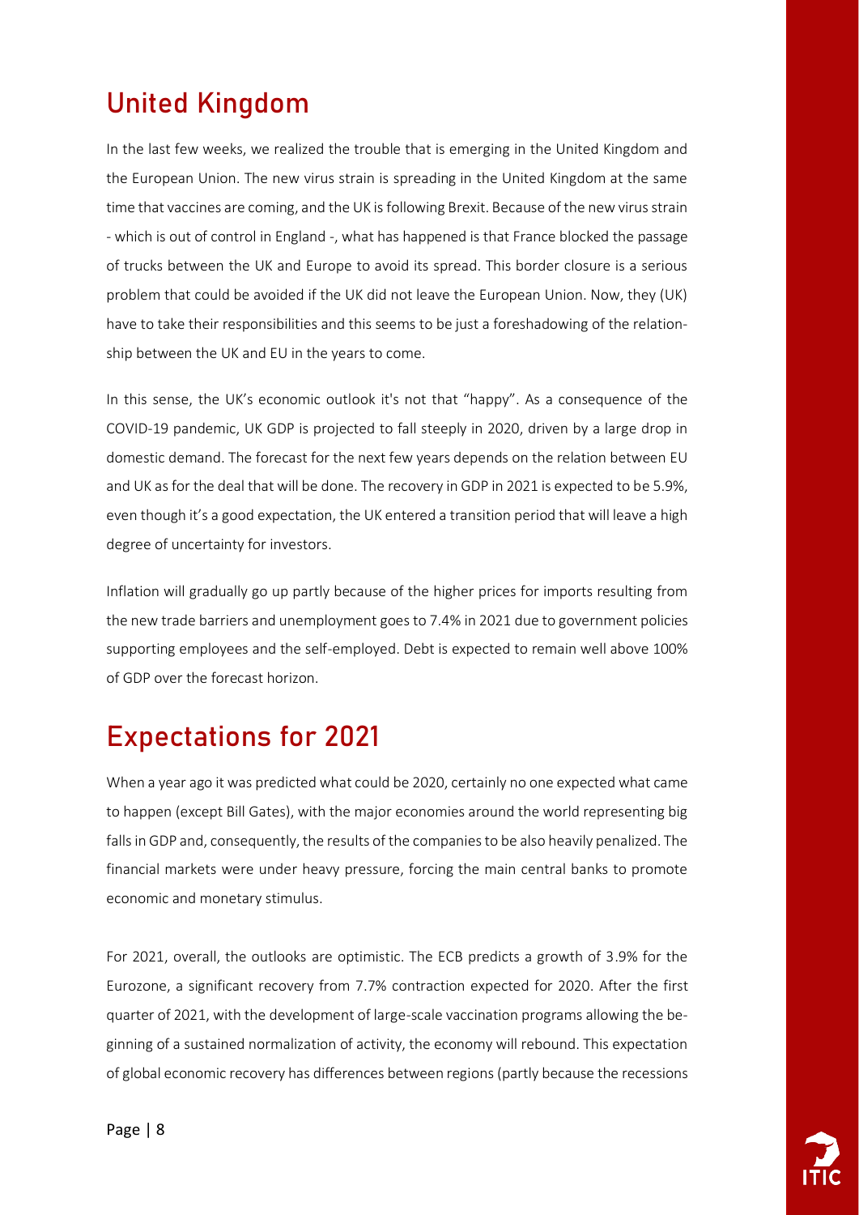## United Kingdom

In the last few weeks, we realized the trouble that is emerging in the United Kingdom and the European Union. The new virus strain is spreading in the United Kingdom at the same time that vaccines are coming, and the UK is following Brexit. Because of the new virus strain - which is out of control in England -, what has happened is that France blocked the passage of trucks between the UK and Europe to avoid its spread. This border closure is a serious problem that could be avoided if the UK did not leave the European Union. Now, they (UK) have to take their responsibilities and this seems to be just a foreshadowing of the relationship between the UK and EU in the years to come.

In this sense, the UK's economic outlook it's not that "happy". As a consequence of the COVID-19 pandemic, UK GDP is projected to fall steeply in 2020, driven by a large drop in domestic demand. The forecast for the next few years depends on the relation between EU and UK as for the deal that will be done. The recovery in GDP in 2021 is expected to be 5.9%, even though it's a good expectation, the UK entered a transition period that will leave a high degree of uncertainty for investors.

Inflation will gradually go up partly because of the higher prices for imports resulting from the new trade barriers and unemployment goes to 7.4% in 2021 due to government policies supporting employees and the self-employed. Debt is expected to remain well above 100% of GDP over the forecast horizon.

## Expectations for 2021

When a year ago it was predicted what could be 2020, certainly no one expected what came to happen (except Bill Gates), with the major economies around the world representing big falls in GDP and, consequently, the results of the companies to be also heavily penalized. The financial markets were under heavy pressure, forcing the main central banks to promote economic and monetary stimulus.

For 2021, overall, the outlooks are optimistic. The ECB predicts a growth of 3.9% for the Eurozone, a significant recovery from 7.7% contraction expected for 2020. After the first quarter of 2021, with the development of large-scale vaccination programs allowing the beginning of a sustained normalization of activity, the economy will rebound. This expectation of global economic recovery has differences between regions (partly because the recessions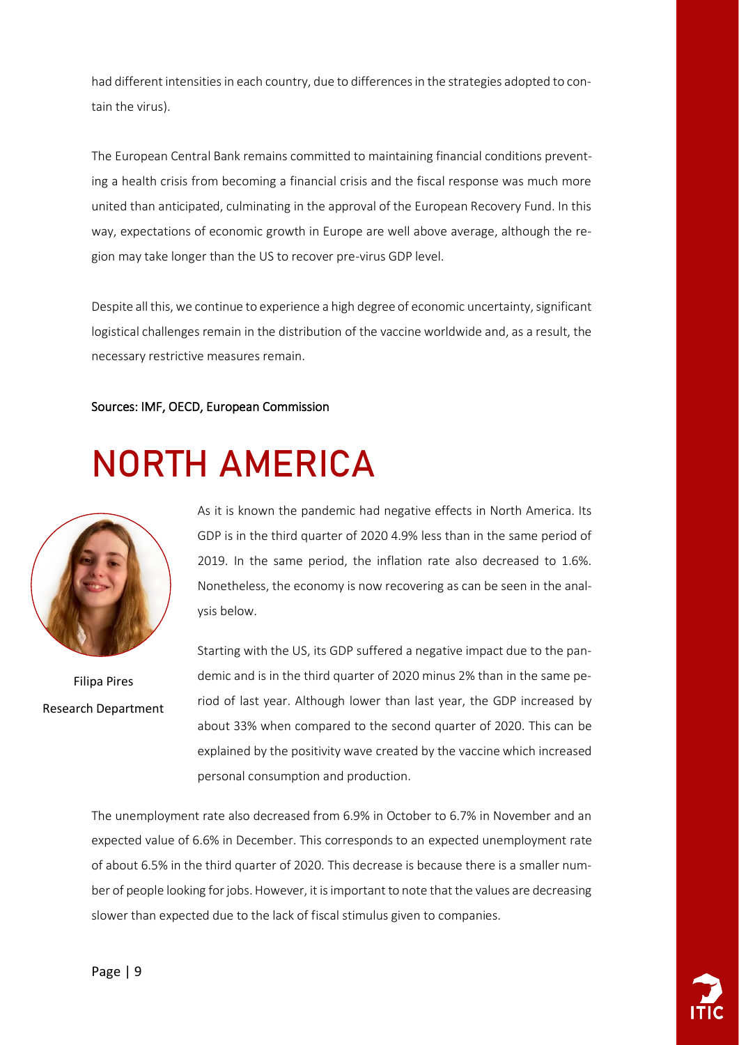had different intensities in each country, due to differences in the strategies adopted to contain the virus).

The European Central Bank remains committed to maintaining financial conditions preventing a health crisis from becoming a financial crisis and the fiscal response was much more united than anticipated, culminating in the approval of the European Recovery Fund. In this way, expectations of economic growth in Europe are well above average, although the region may take longer than the US to recover pre-virus GDP level.

Despite all this, we continue to experience a high degree of economic uncertainty, significant logistical challenges remain in the distribution of the vaccine worldwide and, as a result, the necessary restrictive measures remain.

Sources: IMF, OECD, European Commission

# NORTH AMERICA

Filipa Pires
Research Department

As it is known the pandemic had negative effects in North America. Its GDP is in the third quarter of 2020 4.9% less than in the same period of 2019. In the same period, the inflation rate also decreased to 1.6%. Nonetheless, the economy is now recovering as can be seen in the analysis below.

Starting with the US, its GDP suffered a negative impact due to the pandemic and is in the third quarter of 2020 minus 2% than in the same period of last year. Although lower than last year, the GDP increased by about 33% when compared to the second quarter of 2020. This can be explained by the positivity wave created by the vaccine which increased personal consumption and production.

The unemployment rate also decreased from 6.9% in October to 6.7% in November and an expected value of 6.6% in December. This corresponds to an expected unemployment rate of about 6.5% in the third quarter of 2020. This decrease is because there is a smaller number of people looking for jobs. However, it is important to note that the values are decreasing slower than expected due to the lack of fiscal stimulus given to companies.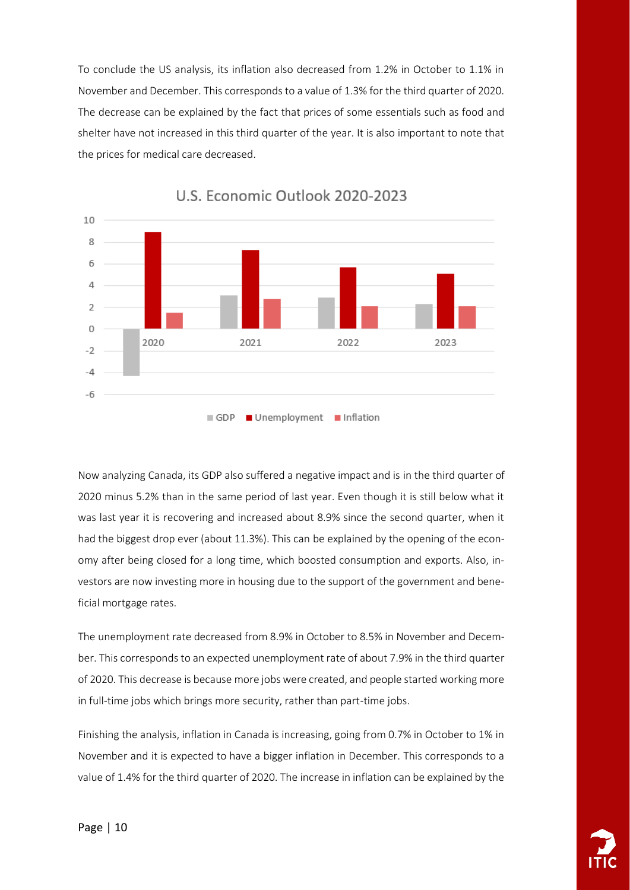To conclude the US analysis, its inflation also decreased from 1.2% in October to 1.1% in November and December. This corresponds to a value of 1.3% for the third quarter of 2020. The decrease can be explained by the fact that prices of some essentials such as food and shelter have not increased in this third quarter of the year. It is also important to note that the prices for medical care decreased.

Now analyzing Canada, its GDP also suffered a negative impact and is in the third quarter of 2020 minus 5.2% than in the same period of last year. Even though it is still below what it was last year it is recovering and increased about 8.9% since the second quarter, when it had the biggest drop ever (about 11.3%). This can be explained by the opening of the economy after being closed for a long time, which boosted consumption and exports. Also, investors are now investing more in housing due to the support of the government and beneficial mortgage rates.

The unemployment rate decreased from 8.9% in October to 8.5% in November and December. This corresponds to an expected unemployment rate of about 7.9% in the third quarter of 2020. This decrease is because more jobs were created, and people started working more in full-time jobs which brings more security, rather than part-time jobs.

Finishing the analysis, inflation in Canada is increasing, going from 0.7% in October to 1% in November and it is expected to have a bigger inflation in December. This corresponds to a value of 1.4% for the third quarter of 2020. The increase in inflation can be explained by the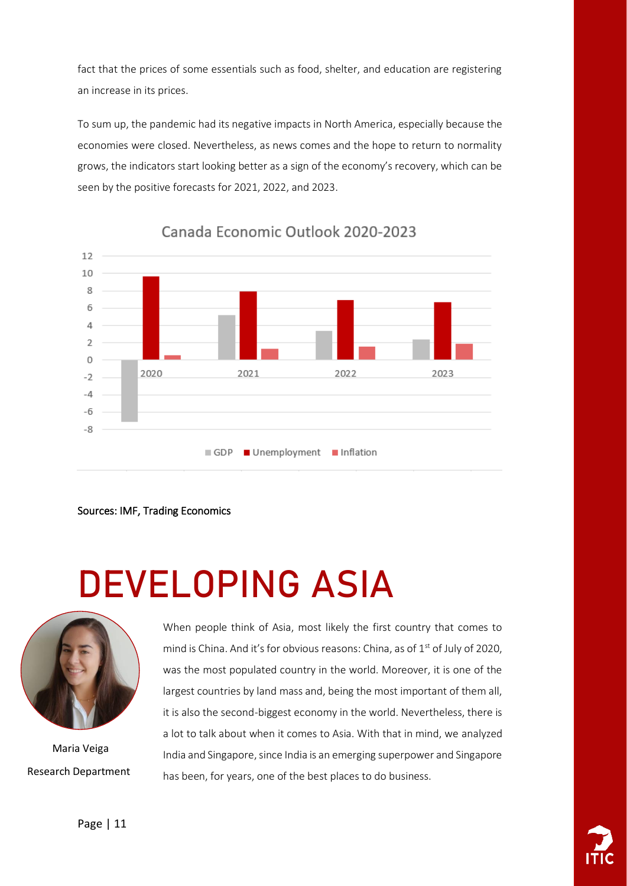fact that the prices of some essentials such as food, shelter, and education are registering an increase in its prices.

To sum up, the pandemic had its negative impacts in North America, especially because the economies were closed. Nevertheless, as news comes and the hope to return to normality grows, the indicators start looking better as a sign of the economy's recovery, which can be seen by the positive forecasts for 2021, 2022, and 2023.

Canada Economic Outlook 2020-2023

Sources: IMF, Trading Economics

# DEVELOPING ASIA

Maria Veiga
Research Department

When people think of Asia, most likely the first country that comes to mind is China. And it's for obvious reasons: China, as of 1st of July of 2020, was the most populated country in the world. Moreover, it is one of the largest countries by land mass and, being the most important of them all, it is also the second-biggest economy in the world. Nevertheless, there is a lot to talk about when it comes to Asia. With that in mind, we analyzed India and Singapore, since India is an emerging superpower and Singapore has been, for years, one of the best places to do business.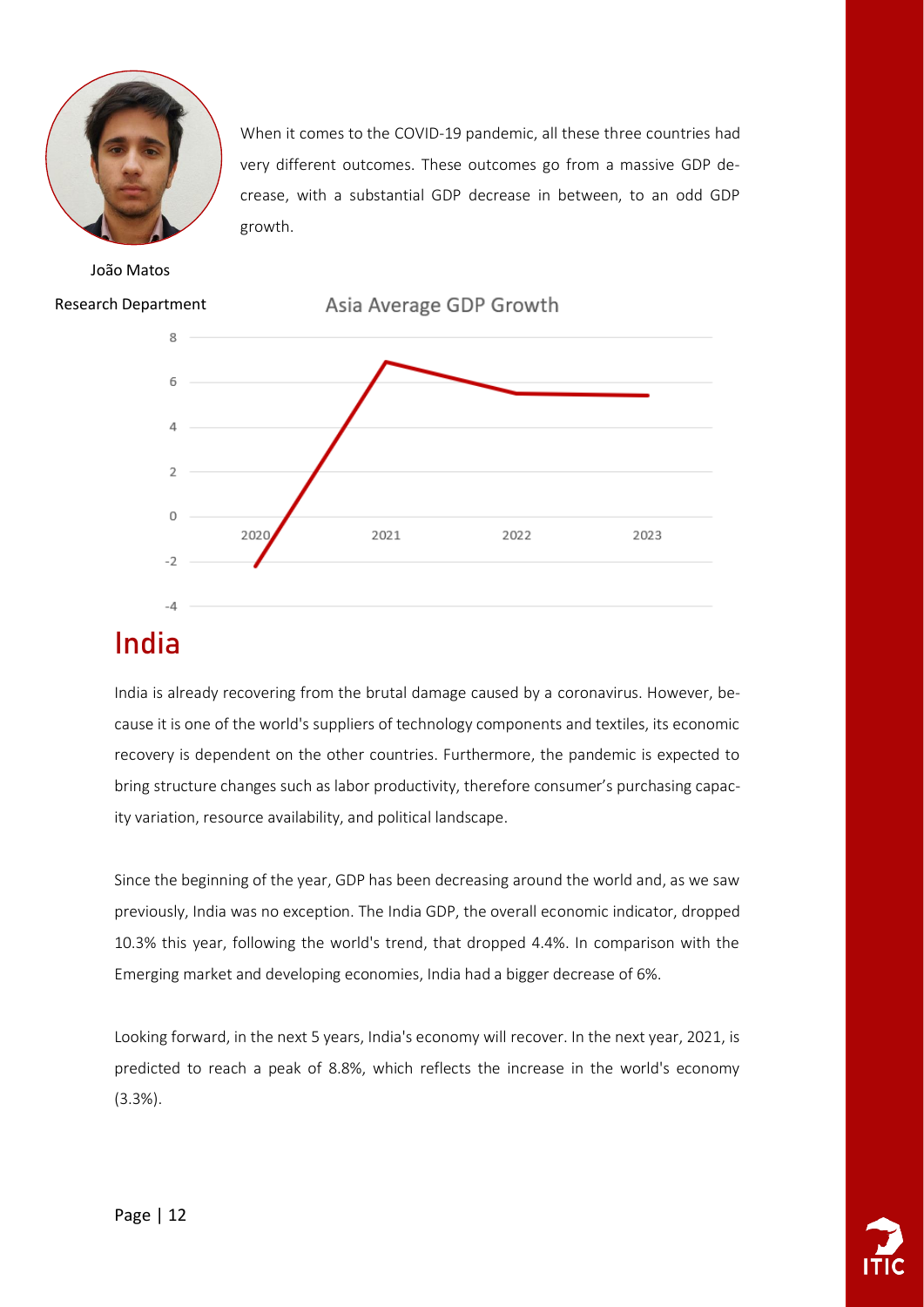João Matos

Research Department

When it comes to the COVID-19 pandemic, all these three countries had very different outcomes. These outcomes go from a massive GDP decrease, with a substantial GDP decrease in between, to an odd GDP growth.

Asia Average GDP Growth

## India

India is already recovering from the brutal damage caused by a coronavirus. However, because it is one of the world's suppliers of technology components and textiles, its economic recovery is dependent on the other countries. Furthermore, the pandemic is expected to bring structure changes such as labor productivity, therefore consumer's purchasing capacity variation, resource availability, and political landscape.

Since the beginning of the year, GDP has been decreasing around the world and, as we saw previously, India was no exception. The India GDP, the overall economic indicator, dropped 10.3% this year, following the world's trend, that dropped 4.4%. In comparison with the Emerging market and developing economies, India had a bigger decrease of 6%.

Looking forward, in the next 5 years, India's economy will recover. In the next year, 2021, is predicted to reach a peak of 8.8%, which reflects the increase in the world's economy (3.3%).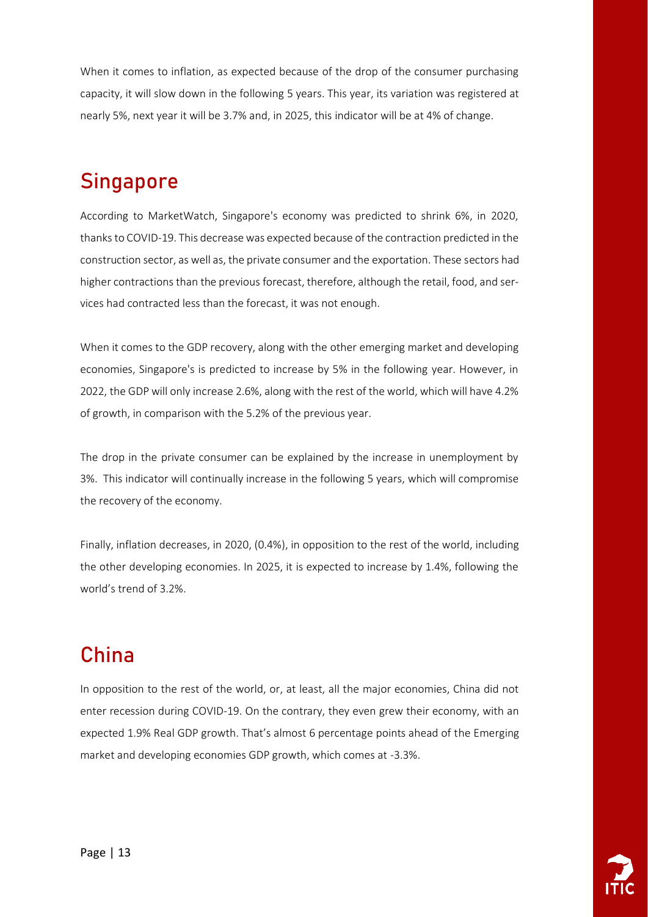When it comes to inflation, as expected because of the drop of the consumer purchasing capacity, it will slow down in the following 5 years. This year, its variation was registered at nearly 5%, next year it will be 3.7% and, in 2025, this indicator will be at 4% of change.

## Singapore

According to MarketWatch, Singapore's economy was predicted to shrink 6%, in 2020, thanks to COVID-19. This decrease was expected because of the contraction predicted in the construction sector, as well as, the private consumer and the exportation. These sectors had higher contractions than the previous forecast, therefore, although the retail, food, and services had contracted less than the forecast, it was not enough.

When it comes to the GDP recovery, along with the other emerging market and developing economies, Singapore's is predicted to increase by 5% in the following year. However, in 2022, the GDP will only increase 2.6%, along with the rest of the world, which will have 4.2% of growth, in comparison with the 5.2% of the previous year.

The drop in the private consumer can be explained by the increase in unemployment by 3%. This indicator will continually increase in the following 5 years, which will compromise the recovery of the economy.

Finally, inflation decreases, in 2020, (0.4%), in opposition to the rest of the world, including the other developing economies. In 2025, it is expected to increase by 1.4%, following the world's trend of 3.2%.

## China

In opposition to the rest of the world, or, at least, all the major economies, China did not enter recession during COVID-19. On the contrary, they even grew their economy, with an expected 1.9% Real GDP growth. That's almost 6 percentage points ahead of the Emerging market and developing economies GDP growth, which comes at -3.3%.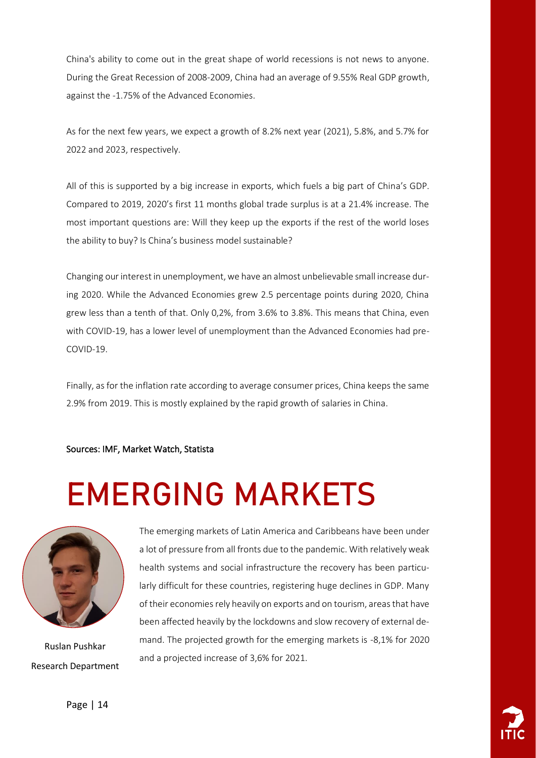China's ability to come out in the great shape of world recessions is not news to anyone. During the Great Recession of 2008-2009, China had an average of 9.55% Real GDP growth, against the -1.75% of the Advanced Economies.

As for the next few years, we expect a growth of 8.2% next year (2021), 5.8%, and 5.7% for 2022 and 2023, respectively.

All of this is supported by a big increase in exports, which fuels a big part of China's GDP. Compared to 2019, 2020's first 11 months global trade surplus is at a 21.4% increase. The most important questions are: Will they keep up the exports if the rest of the world loses the ability to buy? Is China's business model sustainable?

Changing our interest in unemployment, we have an almost unbelievable small increase during 2020. While the Advanced Economies grew 2.5 percentage points during 2020, China grew less than a tenth of that. Only 0,2%, from 3.6% to 3.8%. This means that China, even with COVID-19, has a lower level of unemployment than the Advanced Economies had pre-COVID-19.

Finally, as for the inflation rate according to average consumer prices, China keeps the same 2.9% from 2019. This is mostly explained by the rapid growth of salaries in China.

Sources: IMF, Market Watch, Statista

# EMERGING MARKETS

Ruslan Pushkar
Research Department

The emerging markets of Latin America and Caribbeans have been under a lot of pressure from all fronts due to the pandemic. With relatively weak health systems and social infrastructure the recovery has been particularly difficult for these countries, registering huge declines in GDP. Many of their economies rely heavily on exports and on tourism, areas that have been affected heavily by the lockdowns and slow recovery of external demand. The projected growth for the emerging markets is -8,1% for 2020 and a projected increase of 3,6% for 2021.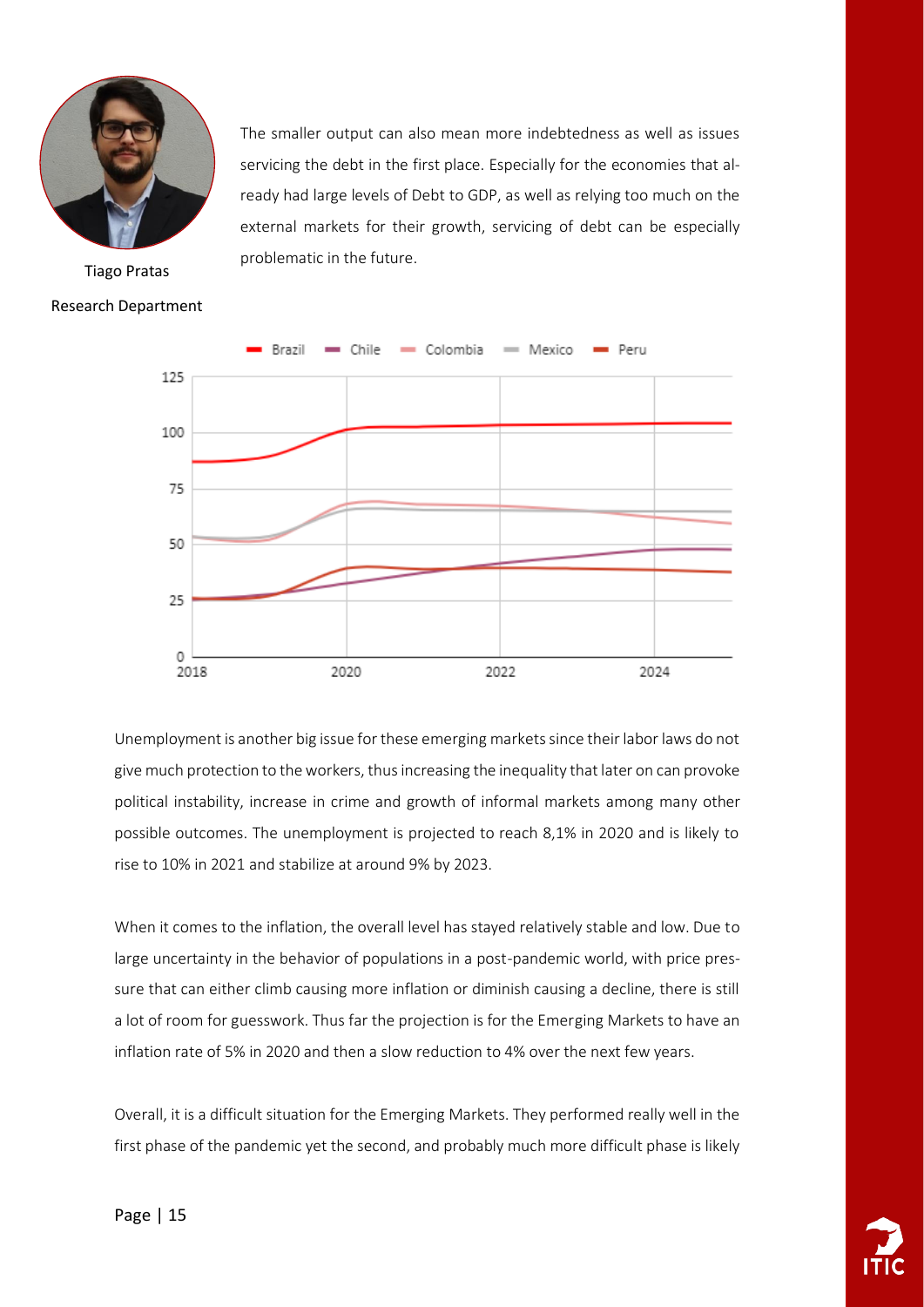Tiago Pratas

Research Department

The smaller output can also mean more indebtedness as well as issues servicing the debt in the first place. Especially for the economies that already had large levels of Debt to GDP, as well as relying too much on the external markets for their growth, servicing of debt can be especially problematic in the future.

Unemployment is another big issue for these emerging markets since their labor laws do not give much protection to the workers, thus increasing the inequality that later on can provoke political instability, increase in crime and growth of informal markets among many other possible outcomes. The unemployment is projected to reach 8,1% in 2020 and is likely to rise to 10% in 2021 and stabilize at around 9% by 2023.

When it comes to the inflation, the overall level has stayed relatively stable and low. Due to large uncertainty in the behavior of populations in a post-pandemic world, with price pressure that can either climb causing more inflation or diminish causing a decline, there is still a lot of room for guesswork. Thus far the projection is for the Emerging Markets to have an inflation rate of 5% in 2020 and then a slow reduction to 4% over the next few years.

Overall, it is a difficult situation for the Emerging Markets. They performed really well in the first phase of the pandemic yet the second, and probably much more difficult phase is likely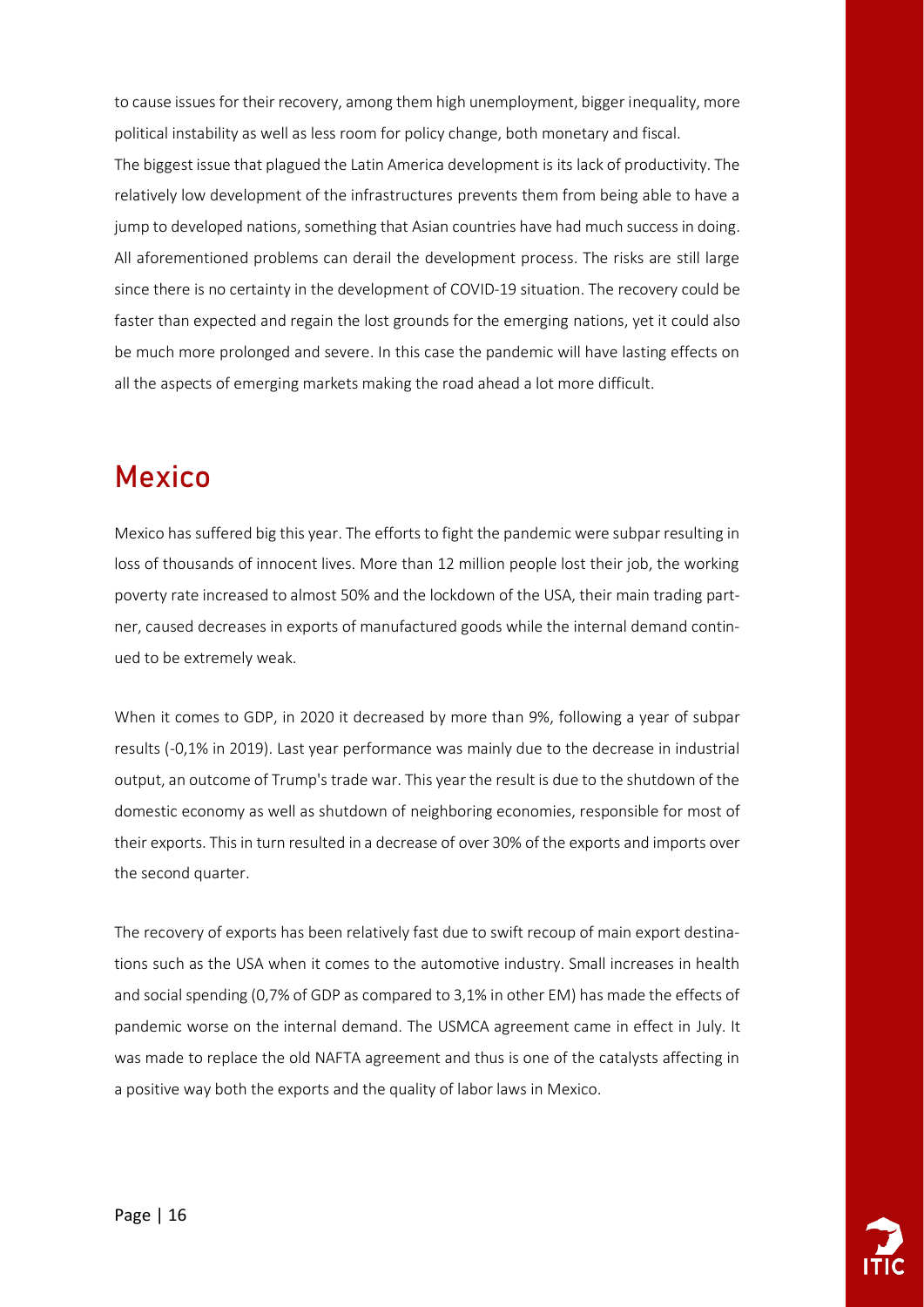to cause issues for their recovery, among them high unemployment, bigger inequality, more political instability as well as less room for policy change, both monetary and fiscal.
The biggest issue that plagued the Latin America development is its lack of productivity. The relatively low development of the infrastructures prevents them from being able to have a jump to developed nations, something that Asian countries have had much success in doing. All aforementioned problems can derail the development process. The risks are still large since there is no certainty in the development of COVID-19 situation. The recovery could be faster than expected and regain the lost grounds for the emerging nations, yet it could also be much more prolonged and severe. In this case the pandemic will have lasting effects on all the aspects of emerging markets making the road ahead a lot more difficult.

## Mexico

Mexico has suffered big this year. The efforts to fight the pandemic were subpar resulting in loss of thousands of innocent lives. More than 12 million people lost their job, the working poverty rate increased to almost 50% and the lockdown of the USA, their main trading partner, caused decreases in exports of manufactured goods while the internal demand continued to be extremely weak.

When it comes to GDP, in 2020 it decreased by more than 9%, following a year of subpar results (-0,1% in 2019). Last year performance was mainly due to the decrease in industrial output, an outcome of Trump's trade war. This year the result is due to the shutdown of the domestic economy as well as shutdown of neighboring economies, responsible for most of their exports. This in turn resulted in a decrease of over 30% of the exports and imports over the second quarter.

The recovery of exports has been relatively fast due to swift recoup of main export destinations such as the USA when it comes to the automotive industry. Small increases in health and social spending (0,7% of GDP as compared to 3,1% in other EM) has made the effects of pandemic worse on the internal demand. The USMCA agreement came in effect in July. It was made to replace the old NAFTA agreement and thus is one of the catalysts affecting in a positive way both the exports and the quality of labor laws in Mexico.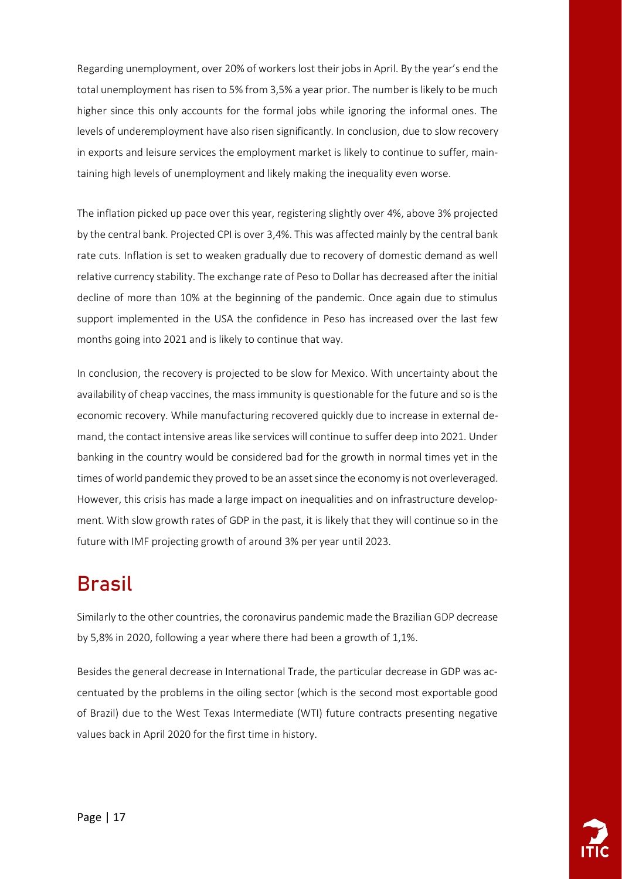Regarding unemployment, over 20% of workers lost their jobs in April. By the year's end the total unemployment has risen to 5% from 3,5% a year prior. The number is likely to be much higher since this only accounts for the formal jobs while ignoring the informal ones. The levels of underemployment have also risen significantly. In conclusion, due to slow recovery in exports and leisure services the employment market is likely to continue to suffer, maintaining high levels of unemployment and likely making the inequality even worse.

The inflation picked up pace over this year, registering slightly over 4%, above 3% projected by the central bank. Projected CPI is over 3,4%. This was affected mainly by the central bank rate cuts. Inflation is set to weaken gradually due to recovery of domestic demand as well relative currency stability. The exchange rate of Peso to Dollar has decreased after the initial decline of more than 10% at the beginning of the pandemic. Once again due to stimulus support implemented in the USA the confidence in Peso has increased over the last few months going into 2021 and is likely to continue that way.

In conclusion, the recovery is projected to be slow for Mexico. With uncertainty about the availability of cheap vaccines, the mass immunity is questionable for the future and so is the economic recovery. While manufacturing recovered quickly due to increase in external demand, the contact intensive areas like services will continue to suffer deep into 2021. Under banking in the country would be considered bad for the growth in normal times yet in the times of world pandemic they proved to be an asset since the economy is not overleveraged. However, this crisis has made a large impact on inequalities and on infrastructure development. With slow growth rates of GDP in the past, it is likely that they will continue so in the future with IMF projecting growth of around 3% per year until 2023.

## Brasil

Similarly to the other countries, the coronavirus pandemic made the Brazilian GDP decrease by 5,8% in 2020, following a year where there had been a growth of 1,1%.

Besides the general decrease in International Trade, the particular decrease in GDP was accentuated by the problems in the oiling sector (which is the second most exportable good of Brazil) due to the West Texas Intermediate (WTI) future contracts presenting negative values back in April 2020 for the first time in history.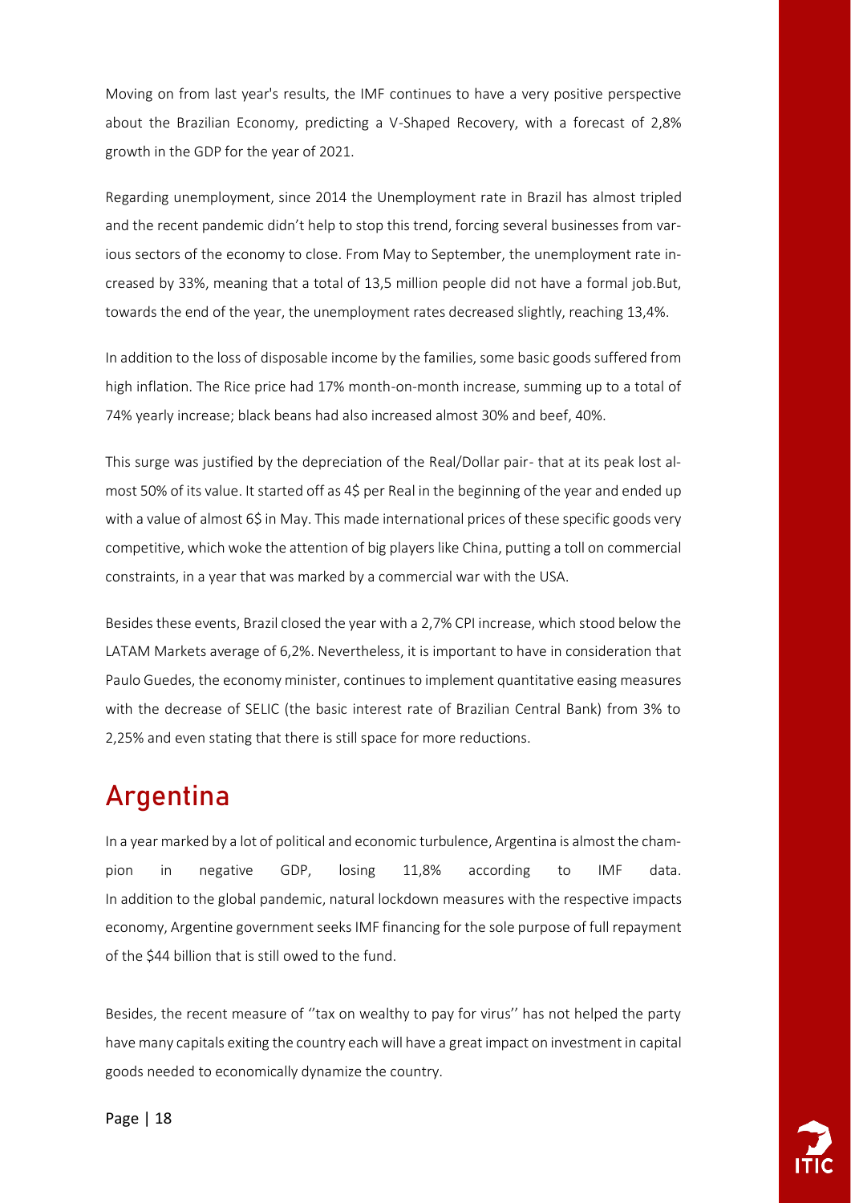Moving on from last year's results, the IMF continues to have a very positive perspective about the Brazilian Economy, predicting a V-Shaped Recovery, with a forecast of 2,8% growth in the GDP for the year of 2021.

Regarding unemployment, since 2014 the Unemployment rate in Brazil has almost tripled and the recent pandemic didn't help to stop this trend, forcing several businesses from various sectors of the economy to close. From May to September, the unemployment rate increased by 33%, meaning that a total of 13,5 million people did not have a formal job.But, towards the end of the year, the unemployment rates decreased slightly, reaching 13,4%.

In addition to the loss of disposable income by the families, some basic goods suffered from high inflation. The Rice price had 17% month-on-month increase, summing up to a total of 74% yearly increase; black beans had also increased almost 30% and beef, 40%.

This surge was justified by the depreciation of the Real/Dollar pair- that at its peak lost almost 50% of its value. It started off as 4$ per Real in the beginning of the year and ended up with a value of almost 6$ in May. This made international prices of these specific goods very competitive, which woke the attention of big players like China, putting a toll on commercial constraints, in a year that was marked by a commercial war with the USA.

Besides these events, Brazil closed the year with a 2,7% CPI increase, which stood below the LATAM Markets average of 6,2%. Nevertheless, it is important to have in consideration that Paulo Guedes, the economy minister, continues to implement quantitative easing measures with the decrease of SELIC (the basic interest rate of Brazilian Central Bank) from 3% to 2,25% and even stating that there is still space for more reductions.

## Argentina

In a year marked by a lot of political and economic turbulence, Argentina is almost the champion in negative GDP, losing 11,8% according to IMF data.
In addition to the global pandemic, natural lockdown measures with the respective impacts economy, Argentine government seeks IMF financing for the sole purpose of full repayment of the $44 billion that is still owed to the fund.

Besides, the recent measure of ''tax on wealthy to pay for virus'' has not helped the party have many capitals exiting the country each will have a great impact on investment in capital goods needed to economically dynamize the country.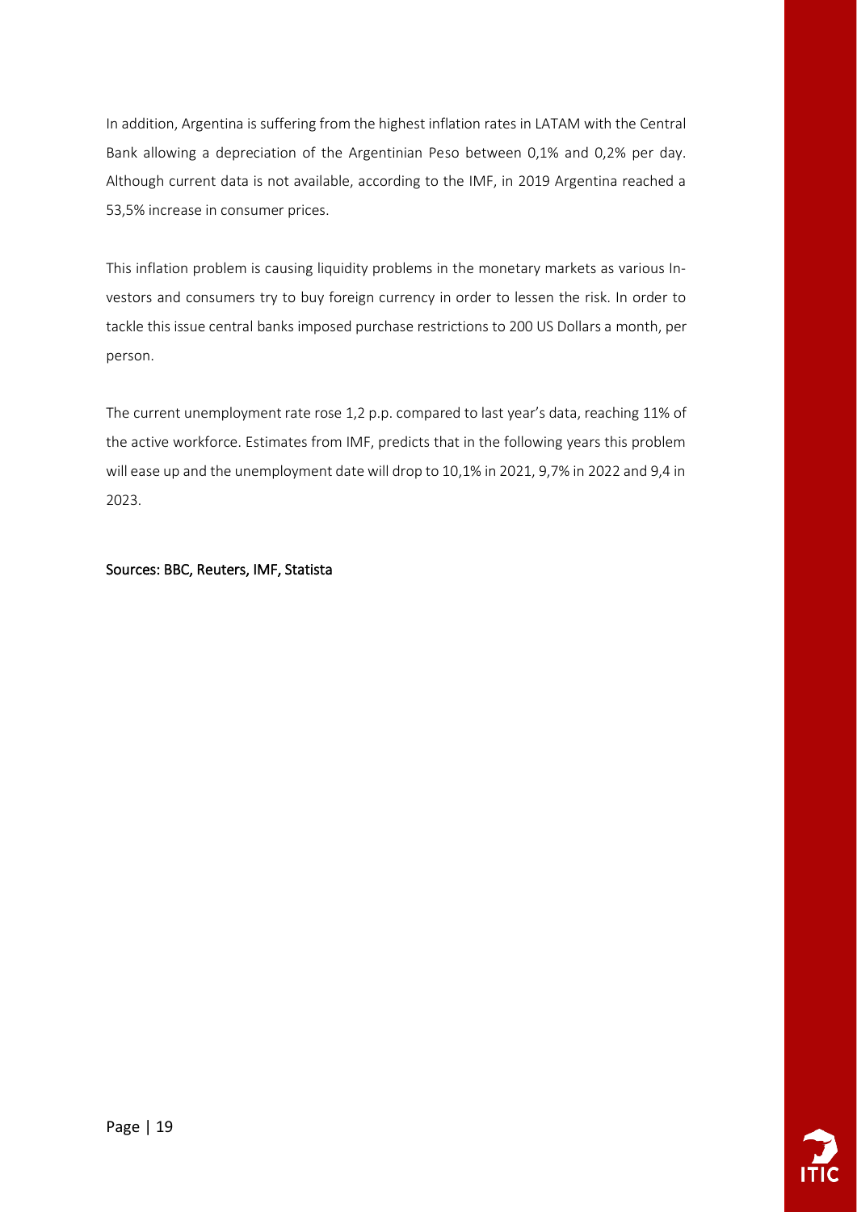In addition, Argentina is suffering from the highest inflation rates in LATAM with the Central Bank allowing a depreciation of the Argentinian Peso between 0,1% and 0,2% per day. Although current data is not available, according to the IMF, in 2019 Argentina reached a 53,5% increase in consumer prices.

This inflation problem is causing liquidity problems in the monetary markets as various Investors and consumers try to buy foreign currency in order to lessen the risk. In order to tackle this issue central banks imposed purchase restrictions to 200 US Dollars a month, per person.

The current unemployment rate rose 1,2 p.p. compared to last year's data, reaching 11% of the active workforce. Estimates from IMF, predicts that in the following years this problem will ease up and the unemployment date will drop to 10,1% in 2021, 9,7% in 2022 and 9,4 in 2023.

Sources: BBC, Reuters, IMF, Statista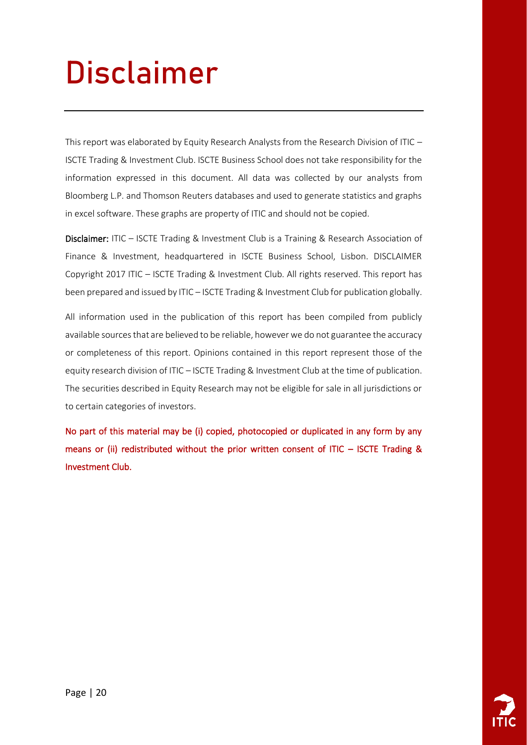# Disclaimer

This report was elaborated by Equity Research Analysts from the Research Division of ITIC – ISCTE Trading & Investment Club. ISCTE Business School does not take responsibility for the information expressed in this document. All data was collected by our analysts from Bloomberg L.P. and Thomson Reuters databases and used to generate statistics and graphs in excel software. These graphs are property of ITIC and should not be copied.

**Disclaimer:** ITIC – ISCTE Trading & Investment Club is a Training & Research Association of Finance & Investment, headquartered in ISCTE Business School, Lisbon. DISCLAIMER Copyright 2017 ITIC – ISCTE Trading & Investment Club. All rights reserved. This report has been prepared and issued by ITIC – ISCTE Trading & Investment Club for publication globally.

All information used in the publication of this report has been compiled from publicly available sources that are believed to be reliable, however we do not guarantee the accuracy or completeness of this report. Opinions contained in this report represent those of the equity research division of ITIC – ISCTE Trading & Investment Club at the time of publication. The securities described in Equity Research may not be eligible for sale in all jurisdictions or to certain categories of investors.

No part of this material may be (i) copied, photocopied or duplicated in any form by any means or (ii) redistributed without the prior written consent of ITIC – ISCTE Trading & Investment Club.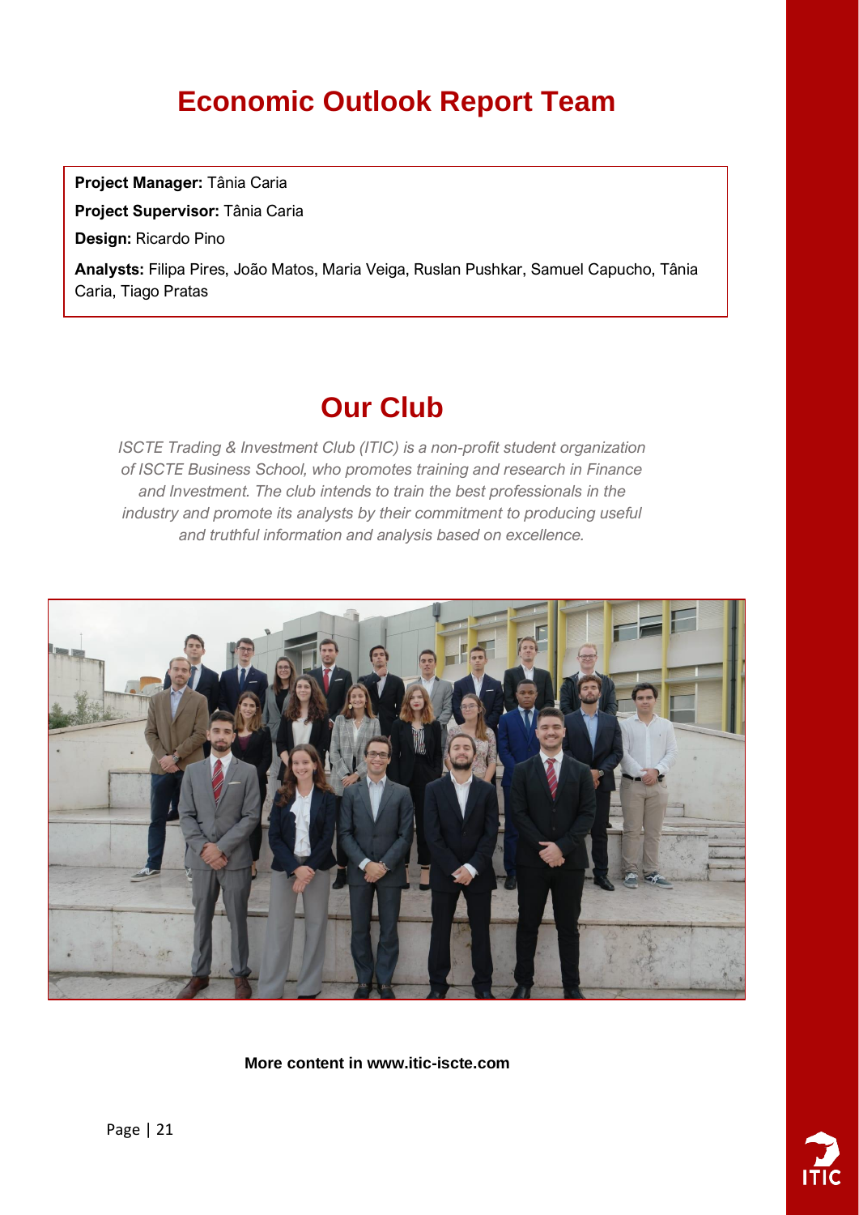# Economic Outlook Report Team

**Project Manager:** Tânia Caria

**Project Supervisor:** Tânia Caria

**Design:** Ricardo Pino

**Analysts:** Filipa Pires, João Matos, Maria Veiga, Ruslan Pushkar, Samuel Capucho, Tânia Caria, Tiago Pratas

# Our Club

*ISCTE Trading & Investment Club (ITIC) is a non-profit student organization of ISCTE Business School, who promotes training and research in Finance and Investment. The club intends to train the best professionals in the industry and promote its analysts by their commitment to producing useful and truthful information and analysis based on excellence.*

**More content in www.itic-iscte.com**